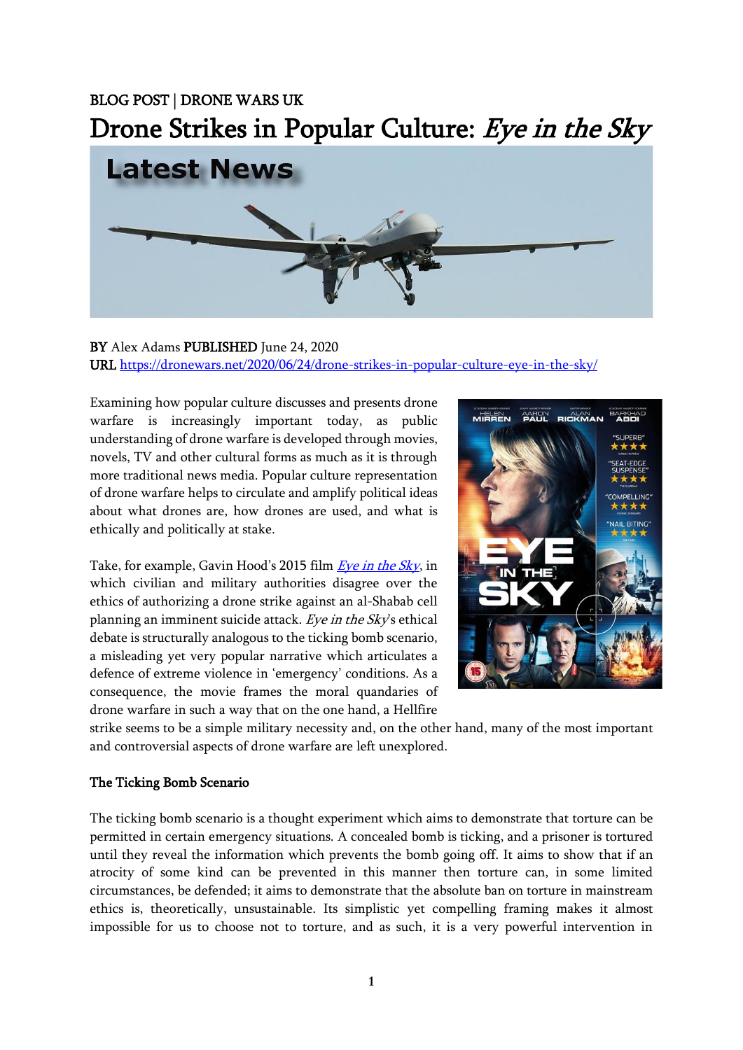BLOG POST | DRONE WARS UK

# Drone Strikes in Popular Culture: *Eye in the Sky*

**BY** Alex Adams **PUBLISHED** June 24, 2020
**URL** https://dronewars.net/2020/06/24/drone-strikes-in-popular-culture-eye-in-the-sky/

Examining how popular culture discusses and presents drone warfare is increasingly important today, as public understanding of drone warfare is developed through movies, novels, TV and other cultural forms as much as it is through more traditional news media. Popular culture representation of drone warfare helps to circulate and amplify political ideas about what drones are, how drones are used, and what is ethically and politically at stake.

Take, for example, Gavin Hood's 2015 film *Eye in the Sky*, in which civilian and military authorities disagree over the ethics of authorizing a drone strike against an al-Shabab cell planning an imminent suicide attack. *Eye in the Sky*'s ethical debate is structurally analogous to the ticking bomb scenario, a misleading yet very popular narrative which articulates a defence of extreme violence in 'emergency' conditions. As a consequence, the movie frames the moral quandaries of drone warfare in such a way that on the one hand, a Hellfire strike seems to be a simple military necessity and, on the other hand, many of the most important and controversial aspects of drone warfare are left unexplored.

## The Ticking Bomb Scenario

The ticking bomb scenario is a thought experiment which aims to demonstrate that torture can be permitted in certain emergency situations. A concealed bomb is ticking, and a prisoner is tortured until they reveal the information which prevents the bomb going off. It aims to show that if an atrocity of some kind can be prevented in this manner then torture can, in some limited circumstances, be defended; it aims to demonstrate that the absolute ban on torture in mainstream ethics is, theoretically, unsustainable. Its simplistic yet compelling framing makes it almost impossible for us to choose not to torture, and as such, it is a very powerful intervention in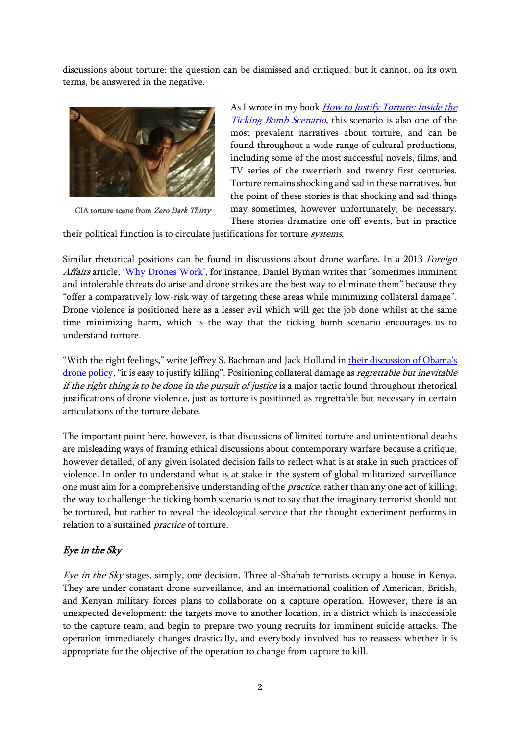discussions about torture: the question can be dismissed and critiqued, but it cannot, on its own terms, be answered in the negative.

CIA torture scene from *Zero Dark Thirty*

As I wrote in my book [*How to Justify Torture: Inside the Ticking Bomb Scenario*](), this scenario is also one of the most prevalent narratives about torture, and can be found throughout a wide range of cultural productions, including some of the most successful novels, films, and TV series of the twentieth and twenty first centuries. Torture remains shocking and sad in these narratives, but the point of these stories is that shocking and sad things may sometimes, however unfortunately, be necessary. These stories dramatize one off events, but in practice their political function is to circulate justifications for torture *systems*.

Similar rhetorical positions can be found in discussions about drone warfare. In a 2013 *Foreign Affairs* article, ['Why Drones Work'](), for instance, Daniel Byman writes that "sometimes imminent and intolerable threats do arise and drone strikes are the best way to eliminate them" because they "offer a comparatively low-risk way of targeting these areas while minimizing collateral damage". Drone violence is positioned here as a lesser evil which will get the job done whilst at the same time minimizing harm, which is the way that the ticking bomb scenario encourages us to understand torture.

"With the right feelings," write Jeffrey S. Bachman and Jack Holland in [their discussion of Obama's drone policy](), "it is easy to justify killing". Positioning collateral damage as *regrettable but inevitable if the right thing is to be done in the pursuit of justice* is a major tactic found throughout rhetorical justifications of drone violence, just as torture is positioned as regrettable but necessary in certain articulations of the torture debate.

The important point here, however, is that discussions of limited torture and unintentional deaths are misleading ways of framing ethical discussions about contemporary warfare because a critique, however detailed, of any given isolated decision fails to reflect what is at stake in such practices of violence. In order to understand what is at stake in the system of global militarized surveillance one must aim for a comprehensive understanding of the *practice*, rather than any one act of killing; the way to challenge the ticking bomb scenario is not to say that the imaginary terrorist should not be tortured, but rather to reveal the ideological service that the thought experiment performs in relation to a sustained *practice* of torture.

## *Eye in the Sky*

*Eye in the Sky* stages, simply, one decision. Three al-Shabab terrorists occupy a house in Kenya. They are under constant drone surveillance, and an international coalition of American, British, and Kenyan military forces plans to collaborate on a capture operation. However, there is an unexpected development: the targets move to another location, in a district which is inaccessible to the capture team, and begin to prepare two young recruits for imminent suicide attacks. The operation immediately changes drastically, and everybody involved has to reassess whether it is appropriate for the objective of the operation to change from capture to kill.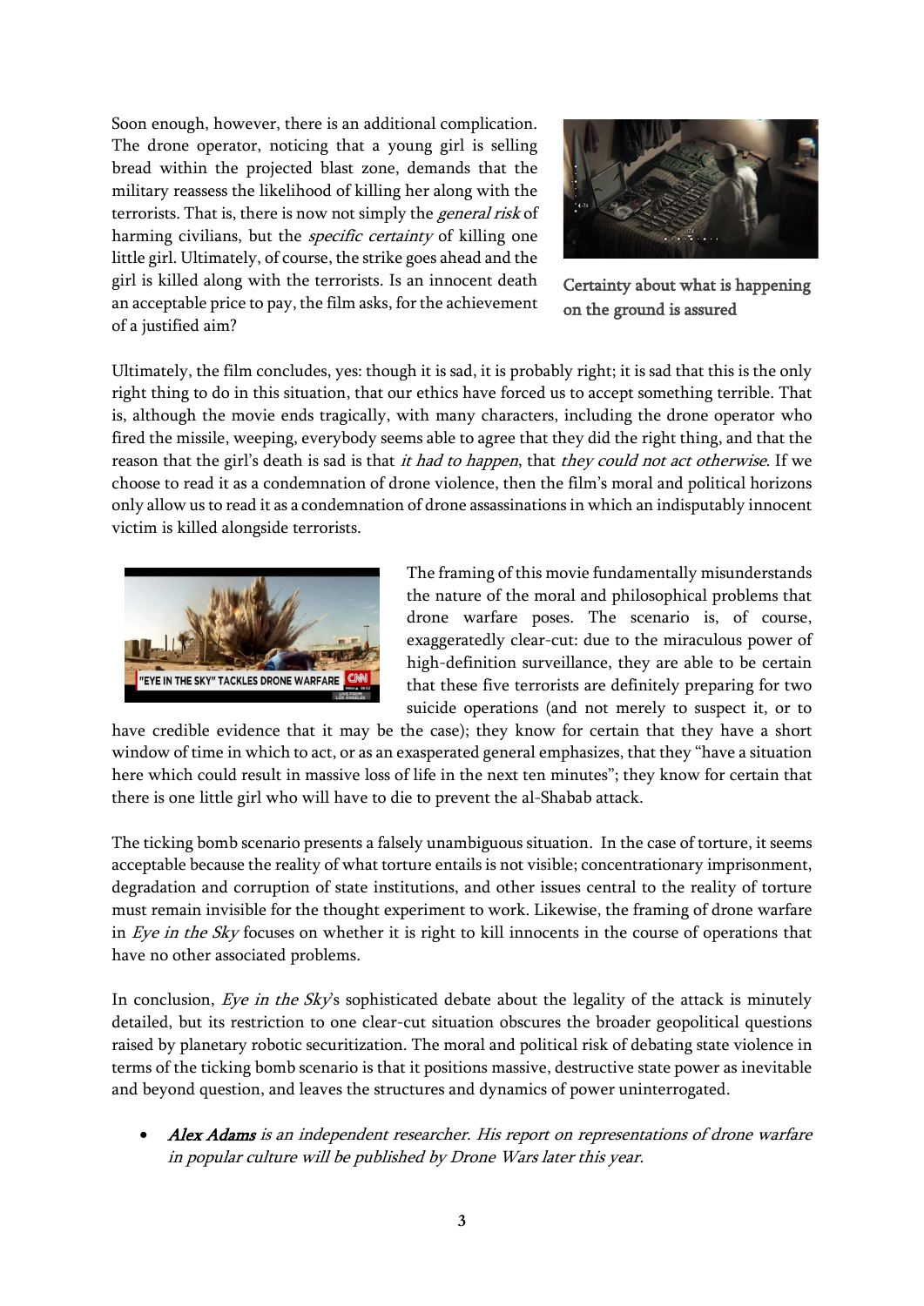Soon enough, however, there is an additional complication. The drone operator, noticing that a young girl is selling bread within the projected blast zone, demands that the military reassess the likelihood of killing her along with the terrorists. That is, there is now not simply the *general risk* of harming civilians, but the *specific certainty* of killing one little girl. Ultimately, of course, the strike goes ahead and the girl is killed along with the terrorists. Is an innocent death an acceptable price to pay, the film asks, for the achievement of a justified aim?

Certainty about what is happening on the ground is assured

Ultimately, the film concludes, yes: though it is sad, it is probably right; it is sad that this is the only right thing to do in this situation, that our ethics have forced us to accept something terrible. That is, although the movie ends tragically, with many characters, including the drone operator who fired the missile, weeping, everybody seems able to agree that they did the right thing, and that the reason that the girl's death is sad is that *it had to happen*, that *they could not act otherwise*. If we choose to read it as a condemnation of drone violence, then the film's moral and political horizons only allow us to read it as a condemnation of drone assassinations in which an indisputably innocent victim is killed alongside terrorists.

The framing of this movie fundamentally misunderstands the nature of the moral and philosophical problems that drone warfare poses. The scenario is, of course, exaggeratedly clear-cut: due to the miraculous power of high-definition surveillance, they are able to be certain that these five terrorists are definitely preparing for two suicide operations (and not merely to suspect it, or to have credible evidence that it may be the case); they know for certain that they have a short window of time in which to act, or as an exasperated general emphasizes, that they "have a situation here which could result in massive loss of life in the next ten minutes"; they know for certain that there is one little girl who will have to die to prevent the al-Shabab attack.

The ticking bomb scenario presents a falsely unambiguous situation. In the case of torture, it seems acceptable because the reality of what torture entails is not visible; concentrationary imprisonment, degradation and corruption of state institutions, and other issues central to the reality of torture must remain invisible for the thought experiment to work. Likewise, the framing of drone warfare in *Eye in the Sky* focuses on whether it is right to kill innocents in the course of operations that have no other associated problems.

In conclusion, *Eye in the Sky*'s sophisticated debate about the legality of the attack is minutely detailed, but its restriction to one clear-cut situation obscures the broader geopolitical questions raised by planetary robotic securitization. The moral and political risk of debating state violence in terms of the ticking bomb scenario is that it positions massive, destructive state power as inevitable and beyond question, and leaves the structures and dynamics of power uninterrogated.

- ***Alex Adams*** *is an independent researcher. His report on representations of drone warfare in popular culture will be published by Drone Wars later this year.*